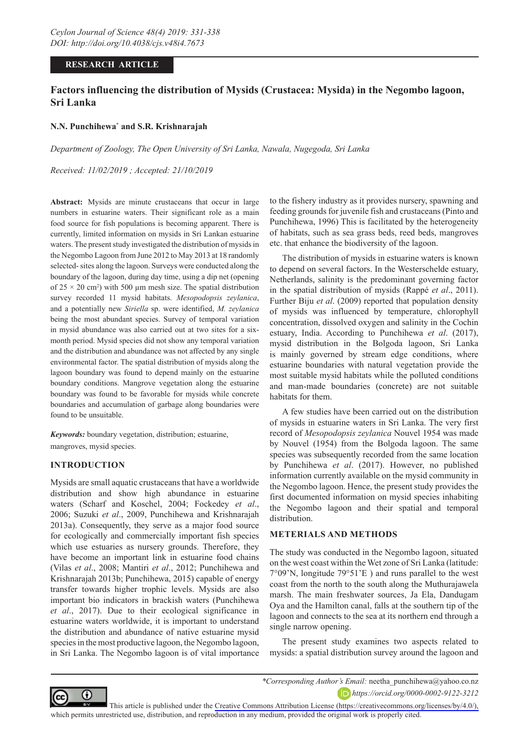RESEARCH ARTICLE

# Factors influencing the distribution of Mysids (Crustacea: Mysida) in the Negombo lagoon, Sri Lanka

**N.N. Punchihewa\* and S.R. Krishnarajah**

*Department of Zoology, The Open University of Sri Lanka, Nawala, Nugegoda, Sri Lanka*

*Received: 11/02/2019 ; Accepted: 21/10/2019*

**Abstract:** Mysids are minute crustaceans that occur in large numbers in estuarine waters. Their significant role as a main food source for fish populations is becoming apparent. There is currently, limited information on mysids in Sri Lankan estuarine waters. The present study investigated the distribution of mysids in the Negombo Lagoon from June 2012 to May 2013 at 18 randomly selected- sites along the lagoon. Surveys were conducted along the boundary of the lagoon, during day time, using a dip net (opening of 25 × 20 cm$^2$) with 500 µm mesh size. The spatial distribution survey recorded 11 mysid habitats. *Mesopodopsis zeylanica*, and a potentially new *Siriella* sp. were identified, *M. zeylanica* being the most abundant species. Survey of temporal variation in mysid abundance was also carried out at two sites for a six-month period. Mysid species did not show any temporal variation and the distribution and abundance was not affected by any single environmental factor. The spatial distribution of mysids along the lagoon boundary was found to depend mainly on the estuarine boundary conditions. Mangrove vegetation along the estuarine boundary was found to be favorable for mysids while concrete boundaries and accumulation of garbage along boundaries were found to be unsuitable.

***Keywords:*** boundary vegetation, distribution; estuarine, mangroves, mysid species.

## INTRODUCTION

Mysids are small aquatic crustaceans that have a worldwide distribution and show high abundance in estuarine waters (Scharf and Koschel, 2004; Fockedey *et al*., 2006; Suzuki *et al*., 2009, Punchihewa and Krishnarajah 2013a). Consequently, they serve as a major food source for ecologically and commercially important fish species which use estuaries as nursery grounds. Therefore, they have become an important link in estuarine food chains (Vilas *et al*., 2008; Mantiri *et al*., 2012; Punchihewa and Krishnarajah 2013b; Punchihewa, 2015) capable of energy transfer towards higher trophic levels. Mysids are also important bio indicators in brackish waters (Punchihewa *et al*., 2017). Due to their ecological significance in estuarine waters worldwide, it is important to understand the distribution and abundance of native estuarine mysid species in the most productive lagoon, the Negombo lagoon, in Sri Lanka. The Negombo lagoon is of vital importance to the fishery industry as it provides nursery, spawning and feeding grounds for juvenile fish and crustaceans (Pinto and Punchihewa, 1996) This is facilitated by the heterogeneity of habitats, such as sea grass beds, reed beds, mangroves etc. that enhance the biodiversity of the lagoon.

The distribution of mysids in estuarine waters is known to depend on several factors. In the Westerschelde estuary, Netherlands, salinity is the predominant governing factor in the spatial distribution of mysids (Rappé *et al*., 2011). Further Biju *et al*. (2009) reported that population density of mysids was influenced by temperature, chlorophyll concentration, dissolved oxygen and salinity in the Cochin estuary, India. According to Punchihewa *et al*. (2017), mysid distribution in the Bolgoda lagoon, Sri Lanka is mainly governed by stream edge conditions, where estuarine boundaries with natural vegetation provide the most suitable mysid habitats while the polluted conditions and man-made boundaries (concrete) are not suitable habitats for them.

A few studies have been carried out on the distribution of mysids in estuarine waters in Sri Lanka. The very first record of *Mesopodopsis zeylanica* Nouvel 1954 was made by Nouvel (1954) from the Bolgoda lagoon. The same species was subsequently recorded from the same location by Punchihewa *et al*. (2017). However, no published information currently available on the mysid community in the Negombo lagoon. Hence, the present study provides the first documented information on mysid species inhabiting the Negombo lagoon and their spatial and temporal distribution.

## METERIALS AND METHODS

The study was conducted in the Negombo lagoon, situated on the west coast within the Wet zone of Sri Lanka (latitude: 7°09'N, longitude 79°51'E ) and runs parallel to the west coast from the north to the south along the Muthurajawela marsh. The main freshwater sources, Ja Ela, Dandugam Oya and the Hamilton canal, falls at the southern tip of the lagoon and connects to the sea at its northern end through a single narrow opening.

The present study examines two aspects related to mysids: a spatial distribution survey around the lagoon and

*\*Corresponding Author's Email:* neetha_punchihewa@yahoo.co.nz

*https://orcid.org/0000-0002-9122-3212*

This article is published under the Creative Commons Attribution License (https://creativecommons.org/licenses/by/4.0/), which permits unrestricted use, distribution, and reproduction in any medium, provided the original work is properly cited.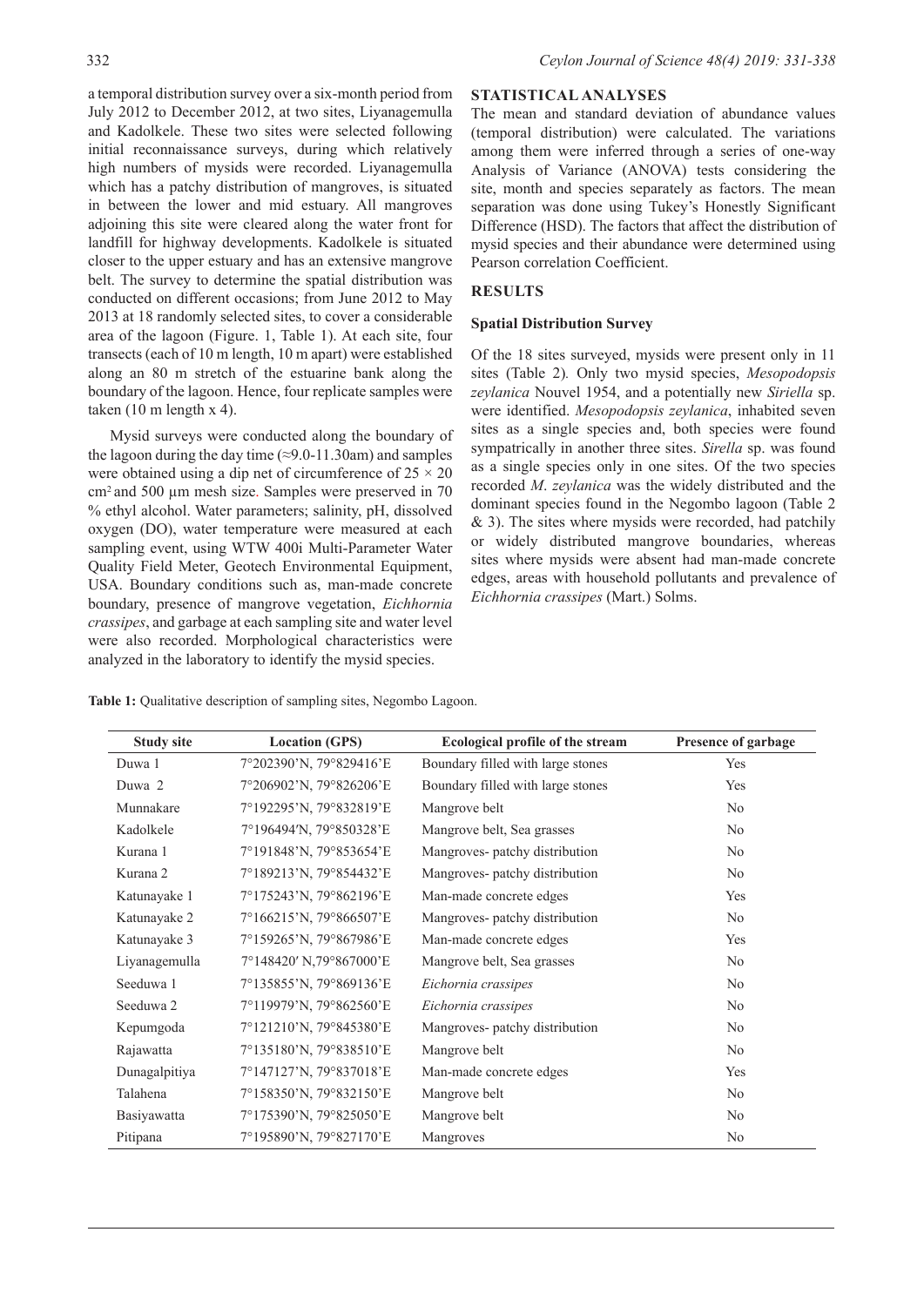a temporal distribution survey over a six-month period from July 2012 to December 2012, at two sites, Liyanagemulla and Kadolkele. These two sites were selected following initial reconnaissance surveys, during which relatively high numbers of mysids were recorded. Liyanagemulla which has a patchy distribution of mangroves, is situated in between the lower and mid estuary. All mangroves adjoining this site were cleared along the water front for landfill for highway developments. Kadolkele is situated closer to the upper estuary and has an extensive mangrove belt. The survey to determine the spatial distribution was conducted on different occasions; from June 2012 to May 2013 at 18 randomly selected sites, to cover a considerable area of the lagoon (Figure. 1, Table 1). At each site, four transects (each of 10 m length, 10 m apart) were established along an 80 m stretch of the estuarine bank along the boundary of the lagoon. Hence, four replicate samples were taken (10 m length x 4).

Mysid surveys were conducted along the boundary of the lagoon during the day time (≈9.0-11.30am) and samples were obtained using a dip net of circumference of $25 \times 20$ $cm^2$ and 500 µm mesh size. Samples were preserved in 70 % ethyl alcohol. Water parameters; salinity, pH, dissolved oxygen (DO), water temperature were measured at each sampling event, using WTW 400i Multi-Parameter Water Quality Field Meter, Geotech Environmental Equipment, USA. Boundary conditions such as, man-made concrete boundary, presence of mangrove vegetation, *Eichhornia crassipes*, and garbage at each sampling site and water level were also recorded. Morphological characteristics were analyzed in the laboratory to identify the mysid species.

## STATISTICAL ANALYSES

The mean and standard deviation of abundance values (temporal distribution) were calculated. The variations among them were inferred through a series of one-way Analysis of Variance (ANOVA) tests considering the site, month and species separately as factors. The mean separation was done using Tukey's Honestly Significant Difference (HSD). The factors that affect the distribution of mysid species and their abundance were determined using Pearson correlation Coefficient.

## RESULTS

### Spatial Distribution Survey

Of the 18 sites surveyed, mysids were present only in 11 sites (Table 2). Only two mysid species, *Mesopodopsis zeylanica* Nouvel 1954, and a potentially new *Siriella* sp. were identified. *Mesopodopsis zeylanica*, inhabited seven sites as a single species and, both species were found sympatrically in another three sites. *Sirella* sp. was found as a single species only in one sites. Of the two species recorded *M*. *zeylanica* was the widely distributed and the dominant species found in the Negombo lagoon (Table 2 & 3). The sites where mysids were recorded, had patchily or widely distributed mangrove boundaries, whereas sites where mysids were absent had man-made concrete edges, areas with household pollutants and prevalence of *Eichhornia crassipes* (Mart.) Solms.

**Table 1:** Qualitative description of sampling sites, Negombo Lagoon.

| Study site | Location (GPS) | Ecological profile of the stream | Presence of garbage |
|---|---|---|---|
| Duwa 1 | 7°202390'N, 79°829416'E | Boundary filled with large stones | Yes |
| Duwa 2 | 7°206902'N, 79°826206'E | Boundary filled with large stones | Yes |
| Munnakare | 7°192295'N, 79°832819'E | Mangrove belt | No |
| Kadolkele | 7°196494′N, 79°850328'E | Mangrove belt, Sea grasses | No |
| Kurana 1 | 7°191848'N, 79°853654'E | Mangroves- patchy distribution | No |
| Kurana 2 | 7°189213'N, 79°854432'E | Mangroves- patchy distribution | No |
| Katunayake 1 | 7°175243'N, 79°862196'E | Man-made concrete edges | Yes |
| Katunayake 2 | 7°166215'N, 79°866507'E | Mangroves- patchy distribution | No |
| Katunayake 3 | 7°159265'N, 79°867986'E | Man-made concrete edges | Yes |
| Liyanagemulla | 7°148420′ N,79°867000'E | Mangrove belt, Sea grasses | No |
| Seeduwa 1 | 7°135855'N, 79°869136'E | *Eichornia crassipes* | No |
| Seeduwa 2 | 7°119979'N, 79°862560'E | *Eichornia crassipes* | No |
| Kepumgoda | 7°121210'N, 79°845380'E | Mangroves- patchy distribution | No |
| Rajawatta | 7°135180'N, 79°838510'E | Mangrove belt | No |
| Dunagalpitiya | 7°147127'N, 79°837018'E | Man-made concrete edges | Yes |
| Talahena | 7°158350'N, 79°832150'E | Mangrove belt | No |
| Basiyawatta | 7°175390'N, 79°825050'E | Mangrove belt | No |
| Pitipana | 7°195890'N, 79°827170'E | Mangroves | No |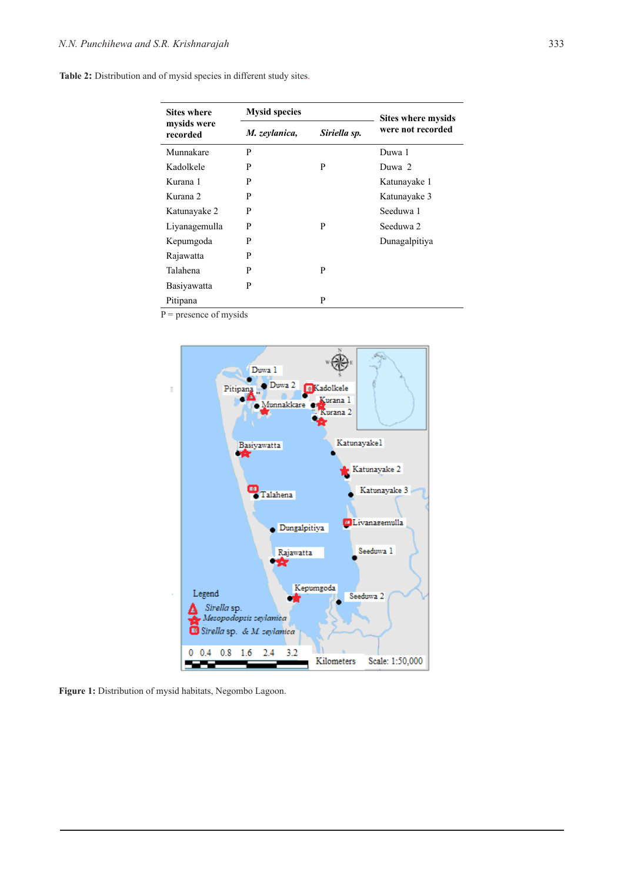**Table 2:** Distribution and of mysid species in different study sites.

| Sites where mysids were recorded | Mysid species | | Sites where mysids were not recorded |
|---|---|---|---|
| | *M. zeylanica,* | *Siriella sp.* | |
| Munnakare | P | | Duwa 1 |
| Kadolkele | P | P | Duwa 2 |
| Kurana 1 | P | | Katunayake 1 |
| Kurana 2 | P | | Katunayake 3 |
| Katunayake 2 | P | | Seeduwa 1 |
| Liyanagemulla | P | P | Seeduwa 2 |
| Kepumgoda | P | | Dunagalpitiya |
| Rajawatta | P | | |
| Talahena | P | P | |
| Basiyawatta | P | | |
| Pitipana | | P | |

P = presence of mysids

**Figure 1:** Distribution of mysid habitats, Negombo Lagoon.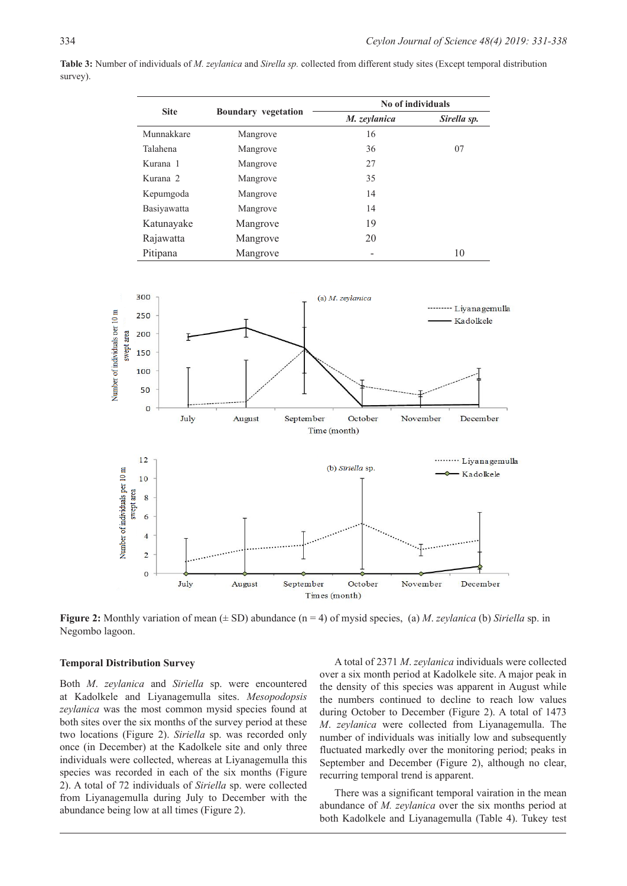**Table 3:** Number of individuals of *M. zeylanica* and *Sirella sp.* collected from different study sites (Except temporal distribution survey).

| Site | Boundary vegetation | No of individuals | |
|---|---|---|---|
| | | *M. zeylanica* | *Sirella sp.* |
| Munnakkare | Mangrove | 16 | |
| Talahena | Mangrove | 36 | 07 |
| Kurana 1 | Mangrove | 27 | |
| Kurana 2 | Mangrove | 35 | |
| Kepumgoda | Mangrove | 14 | |
| Basiyawatta | Mangrove | 14 | |
| Katunayake | Mangrove | 19 | |
| Rajawatta | Mangrove | 20 | |
| Pitipana | Mangrove | - | 10 |

**Figure 2:** Monthly variation of mean (± SD) abundance (n = 4) of mysid species, (a) *M. zeylanica* (b) *Siriella* sp. in Negombo lagoon.

### Temporal Distribution Survey

Both *M. zeylanica* and *Siriella* sp. were encountered at Kadolkele and Liyanagemulla sites. *Mesopodopsis zeylanica* was the most common mysid species found at both sites over the six months of the survey period at these two locations (Figure 2). *Siriella* sp. was recorded only once (in December) at the Kadolkele site and only three individuals were collected, whereas at Liyanagemulla this species was recorded in each of the six months (Figure 2). A total of 72 individuals of *Siriella* sp. were collected from Liyanagemulla during July to December with the abundance being low at all times (Figure 2).

A total of 2371 *M. zeylanica* individuals were collected over a six month period at Kadolkele site. A major peak in the density of this species was apparent in August while the numbers continued to decline to reach low values during October to December (Figure 2). A total of 1473 *M. zeylanica* were collected from Liyanagemulla. The number of individuals was initially low and subsequently fluctuated markedly over the monitoring period; peaks in September and December (Figure 2), although no clear, recurring temporal trend is apparent.

There was a significant temporal vairation in the mean abundance of *M. zeylanica* over the six months period at both Kadolkele and Liyanagemulla (Table 4). Tukey test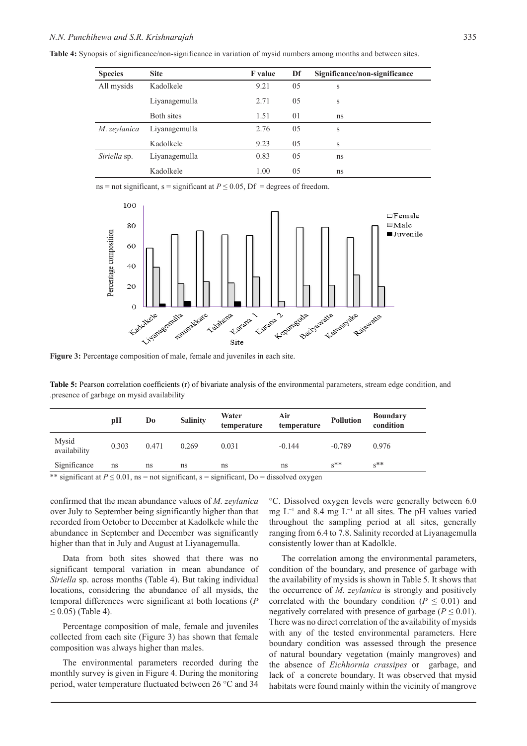**Table 4:** Synopsis of significance/non-significance in variation of mysid numbers among months and between sites.

| Species | Site | F value | Df | Significance/non-significance |
|---|---|---|---|---|
| All mysids | Kadolkele | 9.21 | 05 | s |
| | Liyanagemulla | 2.71 | 05 | s |
| | Both sites | 1.51 | 01 | ns |
| *M. zeylanica* | Liyanagemulla | 2.76 | 05 | s |
| | Kadolkele | 9.23 | 05 | s |
| *Siriella* sp. | Liyanagemulla | 0.83 | 05 | ns |
| | Kadolkele | 1.00 | 05 | ns |

ns = not significant, s = significant at $P \leq 0.05$, Df = degrees of freedom.

**Figure 3:** Percentage composition of male, female and juveniles in each site.

**Table 5:** Pearson correlation coefficients (r) of bivariate analysis of the environmental parameters, stream edge condition, and .presence of garbage on mysid availability

| | pH | Do | Salinity | Water temperature | Air temperature | Pollution | Boundary condition |
|---|---|---|---|---|---|---|---|
| Mysid availability | 0.303 | 0.471 | 0.269 | 0.031 | -0.144 | -0.789 | 0.976 |
| Significance | ns | ns | ns | ns | ns | s** | s** |

** significant at $P \leq 0.01$, ns = not significant, s = significant, Do = dissolved oxygen

confirmed that the mean abundance values of *M. zeylanica* over July to September being significantly higher than that recorded from October to December at Kadolkele while the abundance in September and December was significantly higher than that in July and August at Liyanagemulla.

Data from both sites showed that there was no significant temporal variation in mean abundance of *Siriella* sp. across months (Table 4). But taking individual locations, considering the abundance of all mysids, the temporal differences were significant at both locations ($P \leq 0.05$) (Table 4).

Percentage composition of male, female and juveniles collected from each site (Figure 3) has shown that female composition was always higher than males.

The environmental parameters recorded during the monthly survey is given in Figure 4. During the monitoring period, water temperature fluctuated between 26 °C and 34 °C. Dissolved oxygen levels were generally between 6.0 mg $L^{-1}$ and 8.4 mg $L^{-1}$ at all sites. The pH values varied throughout the sampling period at all sites, generally ranging from 6.4 to 7.8. Salinity recorded at Liyanagemulla consistently lower than at Kadolkle.

The correlation among the environmental parameters, condition of the boundary, and presence of garbage with the availability of mysids is shown in Table 5. It shows that the occurrence of *M. zeylanica* is strongly and positively correlated with the boundary condition ($P \leq 0.01$) and negatively correlated with presence of garbage ($P \leq 0.01$). There was no direct correlation of the availability of mysids with any of the tested environmental parameters. Here boundary condition was assessed through the presence of natural boundary vegetation (mainly mangroves) and the absence of *Eichhornia crassipes* or garbage, and lack of a concrete boundary. It was observed that mysid habitats were found mainly within the vicinity of mangrove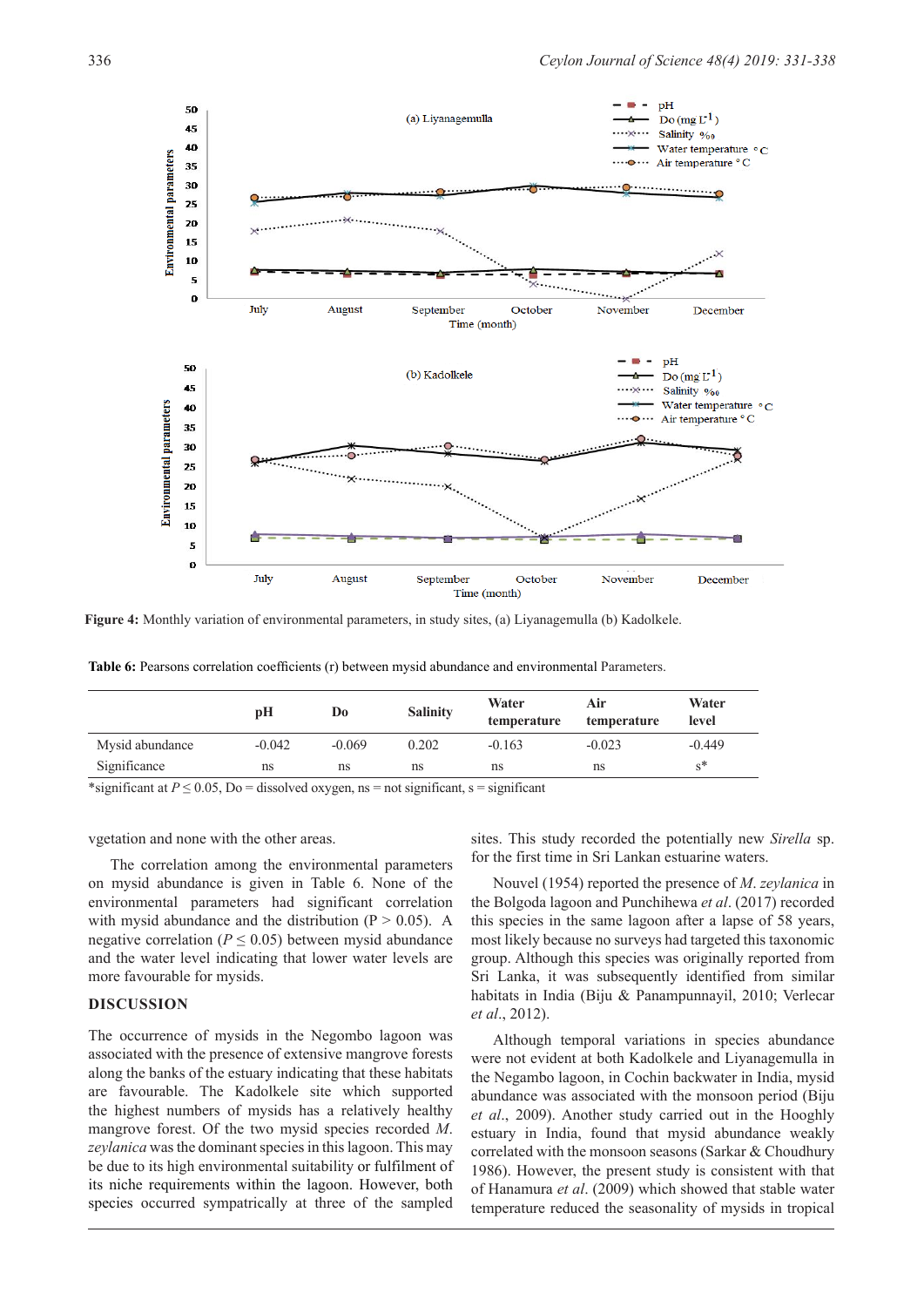**Figure 4:** Monthly variation of environmental parameters, in study sites, (a) Liyanagemulla (b) Kadolkele.

**Table 6:** Pearsons correlation coefficients (r) between mysid abundance and environmental Parameters.

| | pH | Do | Salinity | Water temperature | Air temperature | Water level |
|---|---|---|---|---|---|---|
| Mysid abundance | -0.042 | -0.069 | 0.202 | -0.163 | -0.023 | -0.449 |
| Significance | ns | ns | ns | ns | ns | s* |

*significant at $P \leq 0.05$, Do = dissolved oxygen, ns = not significant, s = significant

vgetation and none with the other areas.

The correlation among the environmental parameters on mysid abundance is given in Table 6. None of the environmental parameters had significant correlation with mysid abundance and the distribution ($P > 0.05$). A negative correlation ($P \leq 0.05$) between mysid abundance and the water level indicating that lower water levels are more favourable for mysids.

## DISCUSSION

The occurrence of mysids in the Negombo lagoon was associated with the presence of extensive mangrove forests along the banks of the estuary indicating that these habitats are favourable. The Kadolkele site which supported the highest numbers of mysids has a relatively healthy mangrove forest. Of the two mysid species recorded *M. zeylanica* was the dominant species in this lagoon. This may be due to its high environmental suitability or fulfilment of its niche requirements within the lagoon. However, both species occurred sympatrically at three of the sampled sites. This study recorded the potentially new *Sirella* sp. for the first time in Sri Lankan estuarine waters.

Nouvel (1954) reported the presence of *M. zeylanica* in the Bolgoda lagoon and Punchihewa *et al*. (2017) recorded this species in the same lagoon after a lapse of 58 years, most likely because no surveys had targeted this taxonomic group. Although this species was originally reported from Sri Lanka, it was subsequently identified from similar habitats in India (Biju & Panampunnayil, 2010; Verlecar *et al*., 2012).

Although temporal variations in species abundance were not evident at both Kadolkele and Liyanagemulla in the Negambo lagoon, in Cochin backwater in India, mysid abundance was associated with the monsoon period (Biju *et al*., 2009). Another study carried out in the Hooghly estuary in India, found that mysid abundance weakly correlated with the monsoon seasons (Sarkar & Choudhury 1986). However, the present study is consistent with that of Hanamura *et al*. (2009) which showed that stable water temperature reduced the seasonality of mysids in tropical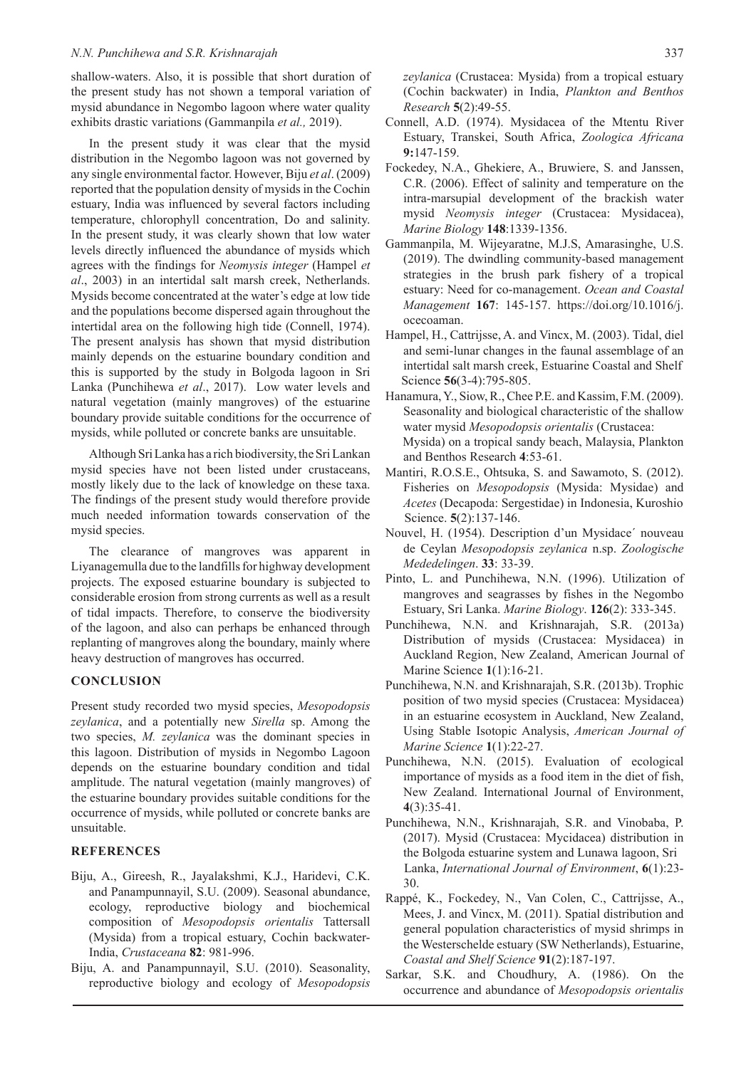shallow-waters. Also, it is possible that short duration of the present study has not shown a temporal variation of mysid abundance in Negombo lagoon where water quality exhibits drastic variations (Gammanpila *et al.,* 2019).

In the present study it was clear that the mysid distribution in the Negombo lagoon was not governed by any single environmental factor. However, Biju *et al*. (2009) reported that the population density of mysids in the Cochin estuary, India was influenced by several factors including temperature, chlorophyll concentration, Do and salinity. In the present study, it was clearly shown that low water levels directly influenced the abundance of mysids which agrees with the findings for *Neomysis integer* (Hampel *et al*., 2003) in an intertidal salt marsh creek, Netherlands. Mysids become concentrated at the water's edge at low tide and the populations become dispersed again throughout the intertidal area on the following high tide (Connell, 1974). The present analysis has shown that mysid distribution mainly depends on the estuarine boundary condition and this is supported by the study in Bolgoda lagoon in Sri Lanka (Punchihewa *et al*., 2017). Low water levels and natural vegetation (mainly mangroves) of the estuarine boundary provide suitable conditions for the occurrence of mysids, while polluted or concrete banks are unsuitable.

Although Sri Lanka has a rich biodiversity, the Sri Lankan mysid species have not been listed under crustaceans, mostly likely due to the lack of knowledge on these taxa. The findings of the present study would therefore provide much needed information towards conservation of the mysid species.

The clearance of mangroves was apparent in Liyanagemulla due to the landfills for highway development projects. The exposed estuarine boundary is subjected to considerable erosion from strong currents as well as a result of tidal impacts. Therefore, to conserve the biodiversity of the lagoon, and also can perhaps be enhanced through replanting of mangroves along the boundary, mainly where heavy destruction of mangroves has occurred.

## CONCLUSION

Present study recorded two mysid species, *Mesopodopsis zeylanica*, and a potentially new *Sirella* sp. Among the two species, *M. zeylanica* was the dominant species in this lagoon. Distribution of mysids in Negombo Lagoon depends on the estuarine boundary condition and tidal amplitude. The natural vegetation (mainly mangroves) of the estuarine boundary provides suitable conditions for the occurrence of mysids, while polluted or concrete banks are unsuitable.

## REFERENCES

Biju, A., Gireesh, R., Jayalakshmi, K.J., Haridevi, C.K. and Panampunnayil, S.U. (2009). Seasonal abundance, ecology, reproductive biology and biochemical composition of *Mesopodopsis orientalis* Tattersall (Mysida) from a tropical estuary, Cochin backwater-India, *Crustaceana* **82**: 981-996.

Biju, A. and Panampunnayil, S.U. (2010). Seasonality, reproductive biology and ecology of *Mesopodopsis zeylanica* (Crustacea: Mysida) from a tropical estuary (Cochin backwater) in India, *Plankton and Benthos Research* **5**(2):49-55.

Connell, A.D. (1974). Mysidacea of the Mtentu River Estuary, Transkei, South Africa, *Zoologica Africana* **9:**147-159.

Fockedey, N.A., Ghekiere, A., Bruwiere, S. and Janssen, C.R. (2006). Effect of salinity and temperature on the intra-marsupial development of the brackish water mysid *Neomysis integer* (Crustacea: Mysidacea), *Marine Biology* **148**:1339-1356.

Gammanpila, M. Wijeyaratne, M.J.S, Amarasinghe, U.S. (2019). The dwindling community-based management strategies in the brush park fishery of a tropical estuary: Need for co-management. *Ocean and Coastal Management* **167**: 145-157. https://doi.org/10.1016/j.ocecoaman.

Hampel, H., Cattrijsse, A. and Vincx, M. (2003). Tidal, diel and semi-lunar changes in the faunal assemblage of an intertidal salt marsh creek, Estuarine Coastal and Shelf Science **56**(3-4):795-805.

Hanamura, Y., Siow, R., Chee P.E. and Kassim, F.M. (2009). Seasonality and biological characteristic of the shallow water mysid *Mesopodopsis orientalis* (Crustacea: Mysida) on a tropical sandy beach, Malaysia, Plankton and Benthos Research **4**:53-61.

Mantiri, R.O.S.E., Ohtsuka, S. and Sawamoto, S. (2012). Fisheries on *Mesopodopsis* (Mysida: Mysidae) and *Acetes* (Decapoda: Sergestidae) in Indonesia, Kuroshio Science. **5**(2):137-146.

Nouvel, H. (1954). Description d'un Mysidace´ nouveau de Ceylan *Mesopodopsis zeylanica* n.sp. *Zoologische Mededelingen*. **33**: 33-39.

Pinto, L. and Punchihewa, N.N. (1996). Utilization of mangroves and seagrasses by fishes in the Negombo Estuary, Sri Lanka. *Marine Biology*. **126**(2): 333-345.

Punchihewa, N.N. and Krishnarajah, S.R. (2013a) Distribution of mysids (Crustacea: Mysidacea) in Auckland Region, New Zealand, American Journal of Marine Science **1**(1):16-21.

Punchihewa, N.N. and Krishnarajah, S.R. (2013b). Trophic position of two mysid species (Crustacea: Mysidacea) in an estuarine ecosystem in Auckland, New Zealand, Using Stable Isotopic Analysis, *American Journal of Marine Science* **1**(1):22-27.

Punchihewa, N.N. (2015). Evaluation of ecological importance of mysids as a food item in the diet of fish, New Zealand. International Journal of Environment, **4**(3):35-41.

Punchihewa, N.N., Krishnarajah, S.R. and Vinobaba, P. (2017). Mysid (Crustacea: Mycidacea) distribution in the Bolgoda estuarine system and Lunawa lagoon, Sri Lanka, *International Journal of Environment*, **6**(1):23-30.

Rappé, K., Fockedey, N., Van Colen, C., Cattrijsse, A., Mees, J. and Vincx, M. (2011). Spatial distribution and general population characteristics of mysid shrimps in the Westerschelde estuary (SW Netherlands), Estuarine, *Coastal and Shelf Science* **91**(2):187-197.

Sarkar, S.K. and Choudhury, A. (1986). On the occurrence and abundance of *Mesopodopsis orientalis*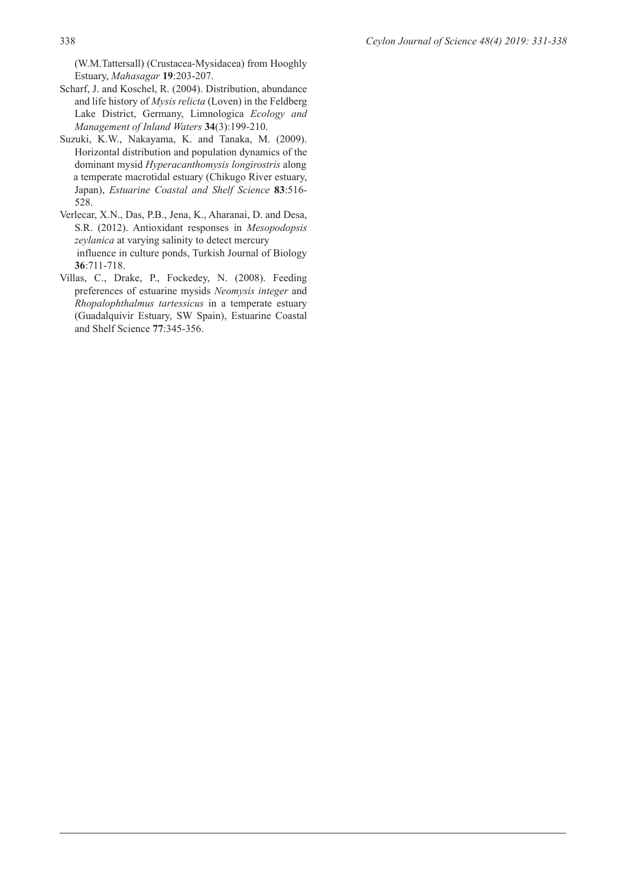(W.M.Tattersall) (Crustacea-Mysidacea) from Hooghly Estuary, *Mahasagar* **19**:203-207.

Scharf, J. and Koschel, R. (2004). Distribution, abundance and life history of *Mysis relicta* (Loven) in the Feldberg Lake District, Germany, Limnologica *Ecology and Management of Inland Waters* **34**(3):199-210.

Suzuki, K.W., Nakayama, K. and Tanaka, M. (2009). Horizontal distribution and population dynamics of the dominant mysid *Hyperacanthomysis longirostris* along a temperate macrotidal estuary (Chikugo River estuary, Japan), *Estuarine Coastal and Shelf Science* **83**:516-528.

Verlecar, X.N., Das, P.B., Jena, K., Aharanai, D. and Desa, S.R. (2012). Antioxidant responses in *Mesopodopsis zeylanica* at varying salinity to detect mercury influence in culture ponds, Turkish Journal of Biology **36**:711-718.

Villas, C., Drake, P., Fockedey, N. (2008). Feeding preferences of estuarine mysids *Neomysis integer* and *Rhopalophthalmus tartessicus* in a temperate estuary (Guadalquivir Estuary, SW Spain), Estuarine Coastal and Shelf Science **77**:345-356.